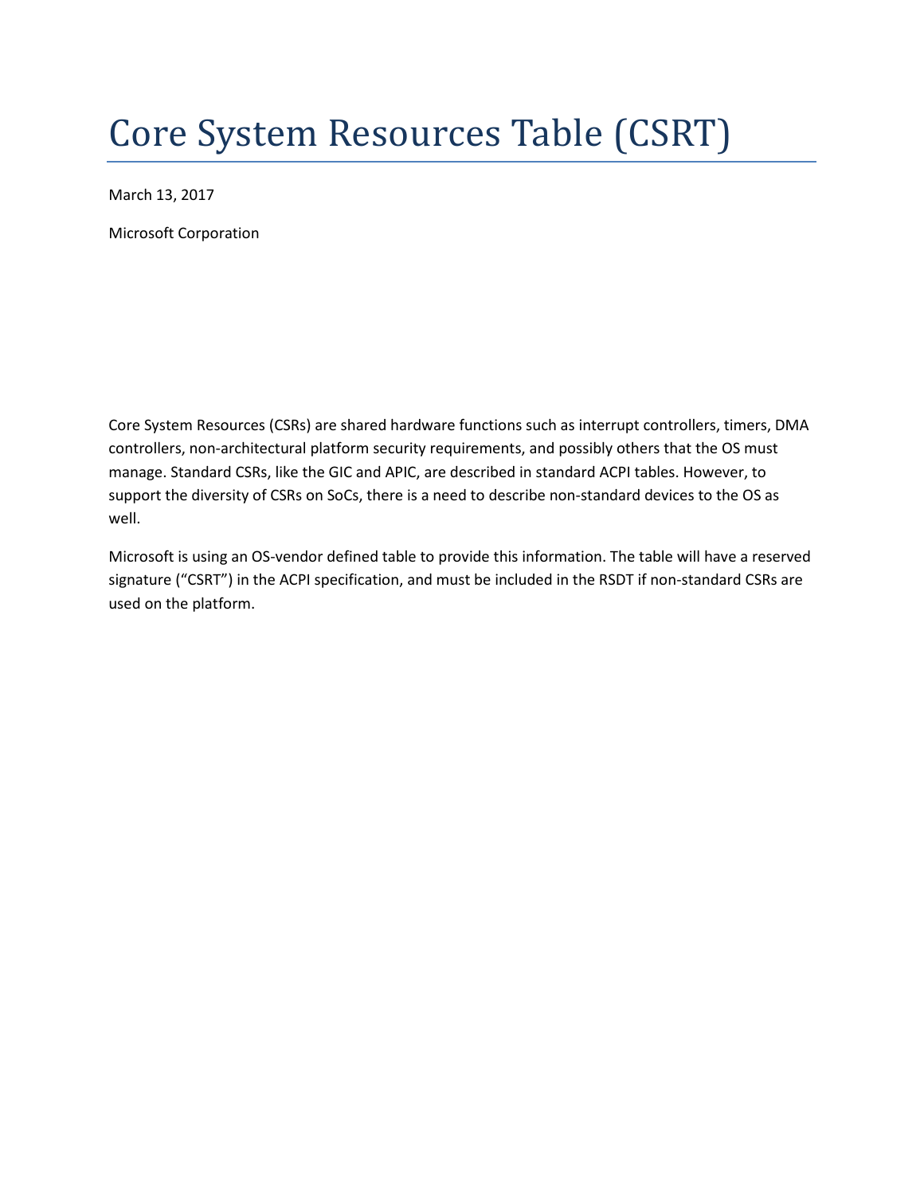# Core System Resources Table (CSRT)

March 13, 2017

Microsoft Corporation

Core System Resources (CSRs) are shared hardware functions such as interrupt controllers, timers, DMA controllers, non-architectural platform security requirements, and possibly others that the OS must manage. Standard CSRs, like the GIC and APIC, are described in standard ACPI tables. However, to support the diversity of CSRs on SoCs, there is a need to describe non-standard devices to the OS as well.

Microsoft is using an OS-vendor defined table to provide this information. The table will have a reserved signature ("CSRT") in the ACPI specification, and must be included in the RSDT if non-standard CSRs are used on the platform.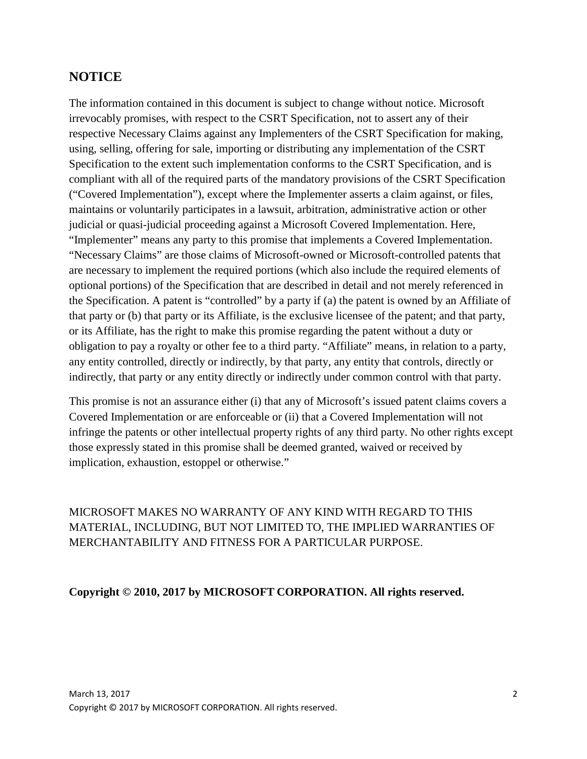## NOTICE

The information contained in this document is subject to change without notice. Microsoft irrevocably promises, with respect to the CSRT Specification, not to assert any of their respective Necessary Claims against any Implementers of the CSRT Specification for making, using, selling, offering for sale, importing or distributing any implementation of the CSRT Specification to the extent such implementation conforms to the CSRT Specification, and is compliant with all of the required parts of the mandatory provisions of the CSRT Specification ("Covered Implementation"), except where the Implementer asserts a claim against, or files, maintains or voluntarily participates in a lawsuit, arbitration, administrative action or other judicial or quasi-judicial proceeding against a Microsoft Covered Implementation. Here, "Implementer" means any party to this promise that implements a Covered Implementation. "Necessary Claims" are those claims of Microsoft-owned or Microsoft-controlled patents that are necessary to implement the required portions (which also include the required elements of optional portions) of the Specification that are described in detail and not merely referenced in the Specification. A patent is "controlled" by a party if (a) the patent is owned by an Affiliate of that party or (b) that party or its Affiliate, is the exclusive licensee of the patent; and that party, or its Affiliate, has the right to make this promise regarding the patent without a duty or obligation to pay a royalty or other fee to a third party. "Affiliate" means, in relation to a party, any entity controlled, directly or indirectly, by that party, any entity that controls, directly or indirectly, that party or any entity directly or indirectly under common control with that party.

This promise is not an assurance either (i) that any of Microsoft's issued patent claims covers a Covered Implementation or are enforceable or (ii) that a Covered Implementation will not infringe the patents or other intellectual property rights of any third party. No other rights except those expressly stated in this promise shall be deemed granted, waived or received by implication, exhaustion, estoppel or otherwise."

MICROSOFT MAKES NO WARRANTY OF ANY KIND WITH REGARD TO THIS MATERIAL, INCLUDING, BUT NOT LIMITED TO, THE IMPLIED WARRANTIES OF MERCHANTABILITY AND FITNESS FOR A PARTICULAR PURPOSE.

**Copyright © 2010, 2017 by MICROSOFT CORPORATION. All rights reserved.**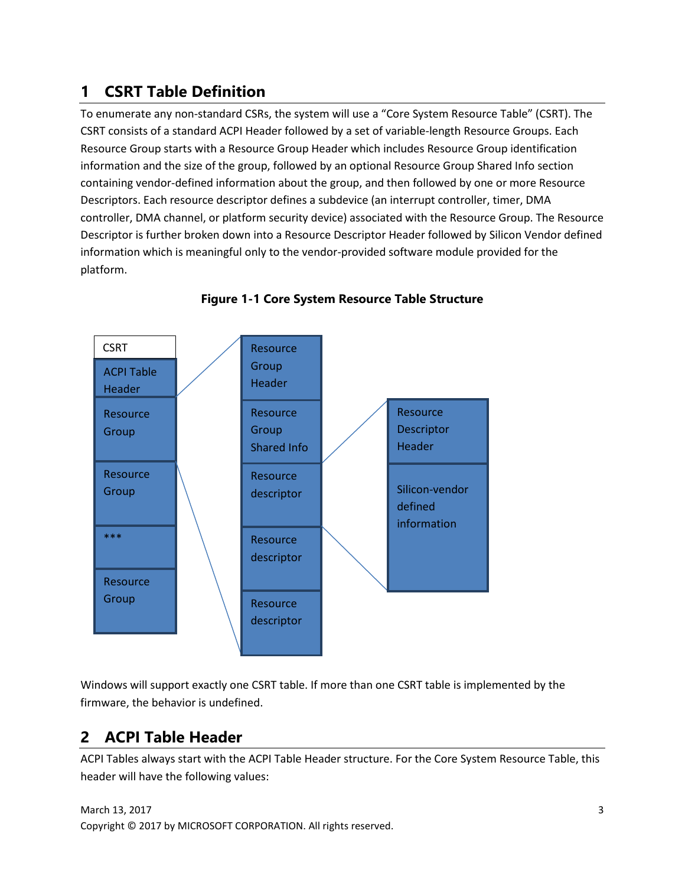# 1 CSRT Table Definition

To enumerate any non-standard CSRs, the system will use a "Core System Resource Table" (CSRT). The CSRT consists of a standard ACPI Header followed by a set of variable-length Resource Groups. Each Resource Group starts with a Resource Group Header which includes Resource Group identification information and the size of the group, followed by an optional Resource Group Shared Info section containing vendor-defined information about the group, and then followed by one or more Resource Descriptors. Each resource descriptor defines a subdevice (an interrupt controller, timer, DMA controller, DMA channel, or platform security device) associated with the Resource Group. The Resource Descriptor is further broken down into a Resource Descriptor Header followed by Silicon Vendor defined information which is meaningful only to the vendor-provided software module provided for the platform.

**Figure 1-1 Core System Resource Table Structure**

Windows will support exactly one CSRT table. If more than one CSRT table is implemented by the firmware, the behavior is undefined.

# 2 ACPI Table Header

ACPI Tables always start with the ACPI Table Header structure. For the Core System Resource Table, this header will have the following values: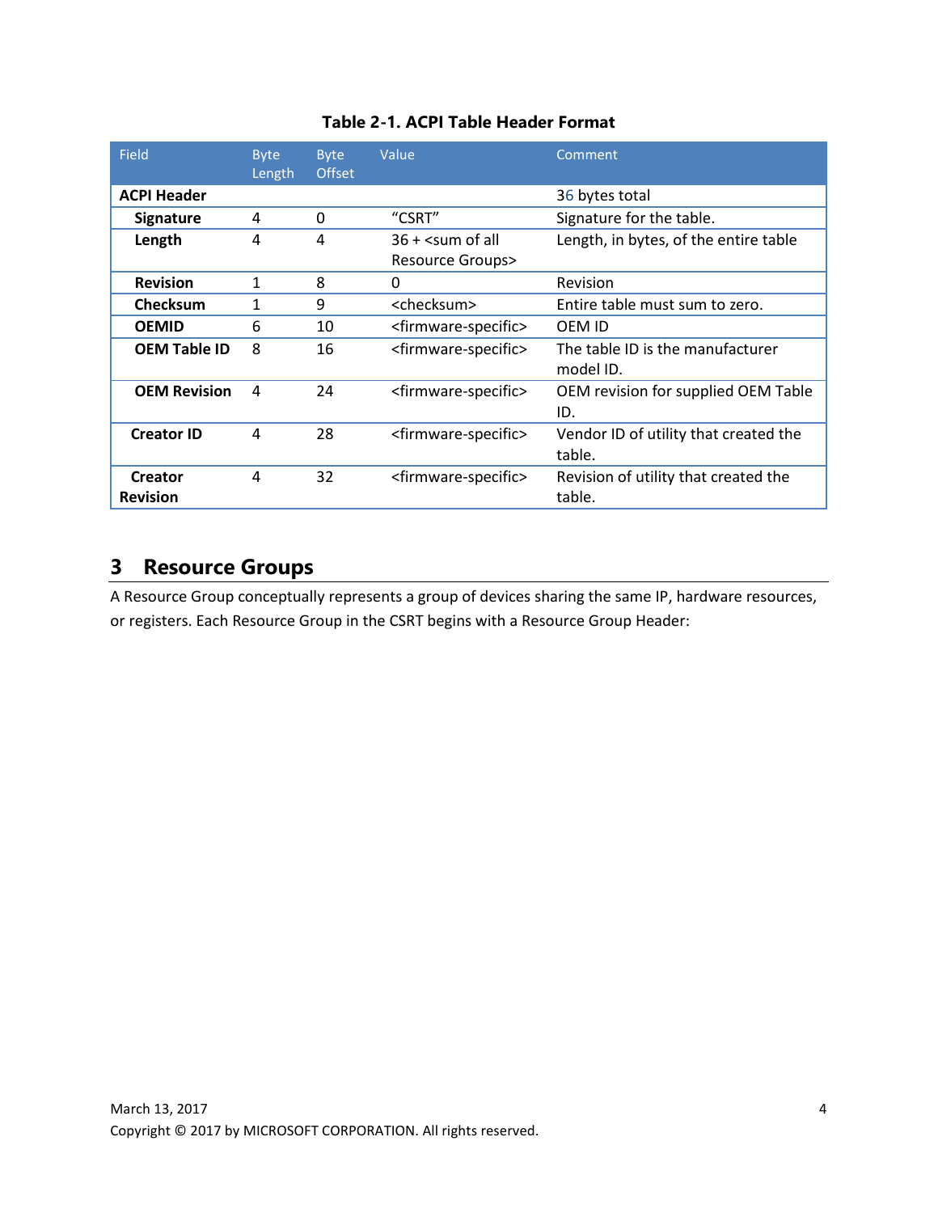**Table 2-1. ACPI Table Header Format**

| Field | Byte Length | Byte Offset | Value | Comment |
|---|---|---|---|---|
| **ACPI Header** | | | | 36 bytes total |
| **Signature** | 4 | 0 | "CSRT" | Signature for the table. |
| **Length** | 4 | 4 | 36 + <sum of all Resource Groups> | Length, in bytes, of the entire table |
| **Revision** | 1 | 8 | 0 | Revision |
| **Checksum** | 1 | 9 | <checksum> | Entire table must sum to zero. |
| **OEMID** | 6 | 10 | <firmware-specific> | OEM ID |
| **OEM Table ID** | 8 | 16 | <firmware-specific> | The table ID is the manufacturer model ID. |
| **OEM Revision** | 4 | 24 | <firmware-specific> | OEM revision for supplied OEM Table ID. |
| **Creator ID** | 4 | 28 | <firmware-specific> | Vendor ID of utility that created the table. |
| **Creator Revision** | 4 | 32 | <firmware-specific> | Revision of utility that created the table. |

# 3 Resource Groups

A Resource Group conceptually represents a group of devices sharing the same IP, hardware resources, or registers. Each Resource Group in the CSRT begins with a Resource Group Header: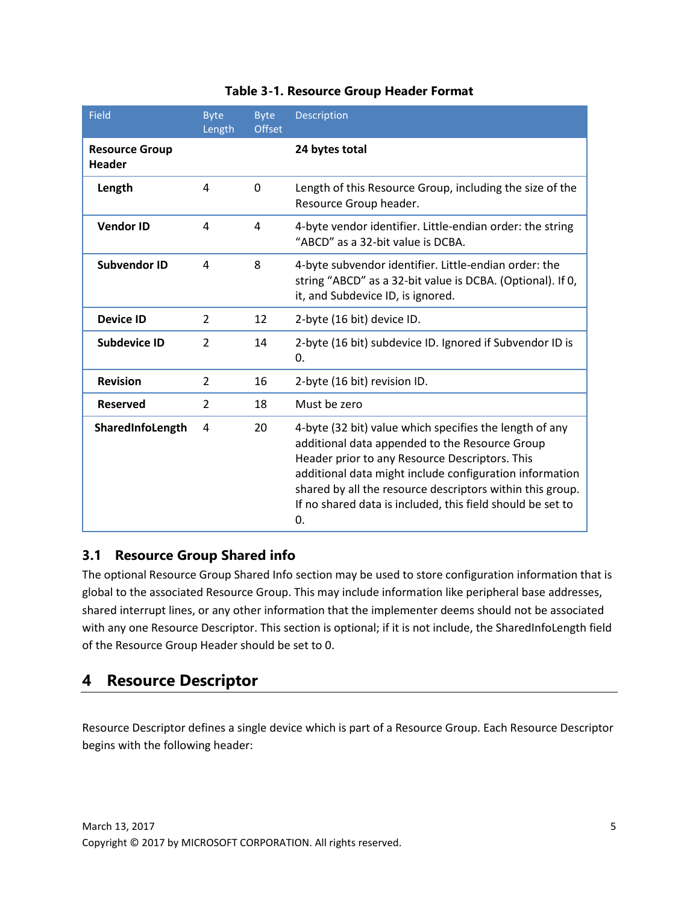**Table 3-1. Resource Group Header Format**

| Field | Byte Length | Byte Offset | Description |
|---|---|---|---|
| **Resource Group Header** | | | **24 bytes total** |
| **Length** | 4 | 0 | Length of this Resource Group, including the size of the Resource Group header. |
| **Vendor ID** | 4 | 4 | 4-byte vendor identifier. Little-endian order: the string “ABCD” as a 32-bit value is DCBA. |
| **Subvendor ID** | 4 | 8 | 4-byte subvendor identifier. Little-endian order: the string “ABCD” as a 32-bit value is DCBA. (Optional). If 0, it, and Subdevice ID, is ignored. |
| **Device ID** | 2 | 12 | 2-byte (16 bit) device ID. |
| **Subdevice ID** | 2 | 14 | 2-byte (16 bit) subdevice ID. Ignored if Subvendor ID is 0. |
| **Revision** | 2 | 16 | 2-byte (16 bit) revision ID. |
| **Reserved** | 2 | 18 | Must be zero |
| **SharedInfoLength** | 4 | 20 | 4-byte (32 bit) value which specifies the length of any additional data appended to the Resource Group Header prior to any Resource Descriptors. This additional data might include configuration information shared by all the resource descriptors within this group. If no shared data is included, this field should be set to 0. |

### 3.1 Resource Group Shared info

The optional Resource Group Shared Info section may be used to store configuration information that is global to the associated Resource Group. This may include information like peripheral base addresses, shared interrupt lines, or any other information that the implementer deems should not be associated with any one Resource Descriptor. This section is optional; if it is not include, the SharedInfoLength field of the Resource Group Header should be set to 0.

## 4 Resource Descriptor

Resource Descriptor defines a single device which is part of a Resource Group. Each Resource Descriptor begins with the following header: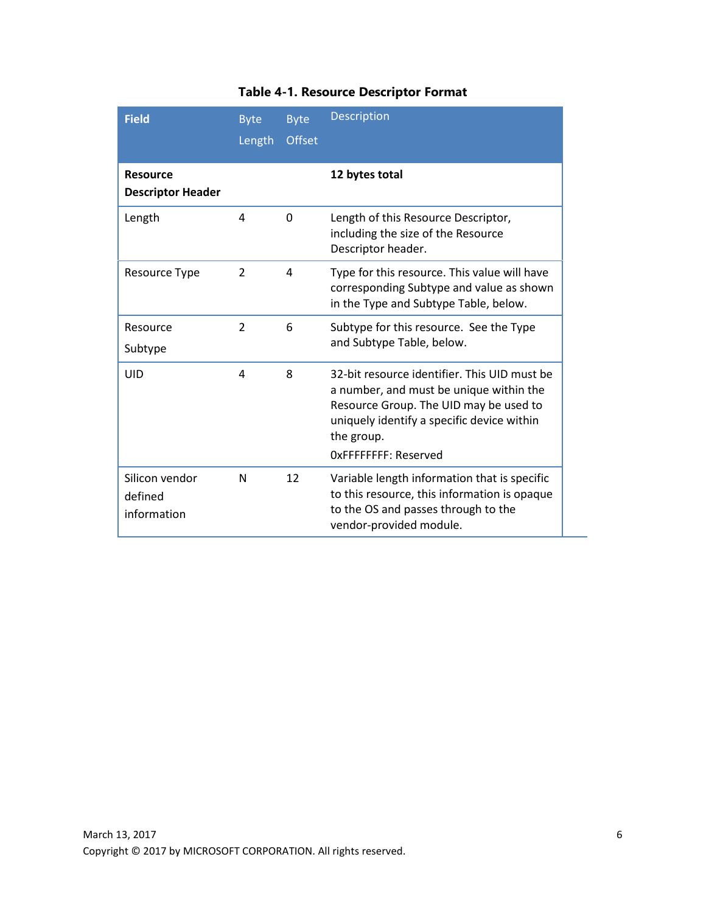**Table 4-1. Resource Descriptor Format**

| Field | Byte Length | Byte Offset | Description |
|---|---|---|---|
| **Resource Descriptor Header** | | | **12 bytes total** |
| Length | 4 | 0 | Length of this Resource Descriptor, including the size of the Resource Descriptor header. |
| Resource Type | 2 | 4 | Type for this resource. This value will have corresponding Subtype and value as shown in the Type and Subtype Table, below. |
| Resource Subtype | 2 | 6 | Subtype for this resource. See the Type and Subtype Table, below. |
| UID | 4 | 8 | 32-bit resource identifier. This UID must be a number, and must be unique within the Resource Group. The UID may be used to uniquely identify a specific device within the group.<br>0xFFFFFFFF: Reserved |
| Silicon vendor defined information | N | 12 | Variable length information that is specific to this resource, this information is opaque to the OS and passes through to the vendor-provided module. |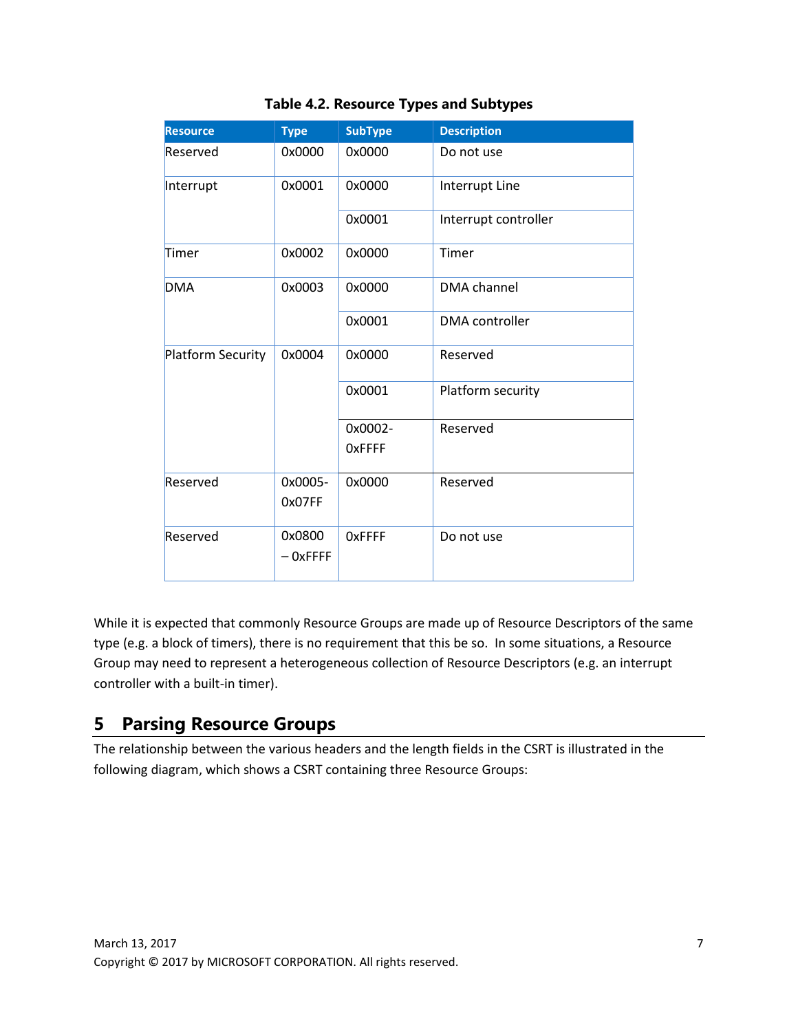**Table 4.2. Resource Types and Subtypes**

| Resource | Type | SubType | Description |
|---|---|---|---|
| Reserved | 0x0000 | 0x0000 | Do not use |
| Interrupt | 0x0001 | 0x0000 | Interrupt Line |
| | | 0x0001 | Interrupt controller |
| Timer | 0x0002 | 0x0000 | Timer |
| DMA | 0x0003 | 0x0000 | DMA channel |
| | | 0x0001 | DMA controller |
| Platform Security | 0x0004 | 0x0000 | Reserved |
| | | 0x0001 | Platform security |
| | | 0x0002-0xFFFF | Reserved |
| Reserved | 0x0005-0x07FF | 0x0000 | Reserved |
| Reserved | 0x0800 – 0xFFFF | 0xFFFF | Do not use |

While it is expected that commonly Resource Groups are made up of Resource Descriptors of the same type (e.g. a block of timers), there is no requirement that this be so. In some situations, a Resource Group may need to represent a heterogeneous collection of Resource Descriptors (e.g. an interrupt controller with a built-in timer).

# 5 Parsing Resource Groups

The relationship between the various headers and the length fields in the CSRT is illustrated in the following diagram, which shows a CSRT containing three Resource Groups: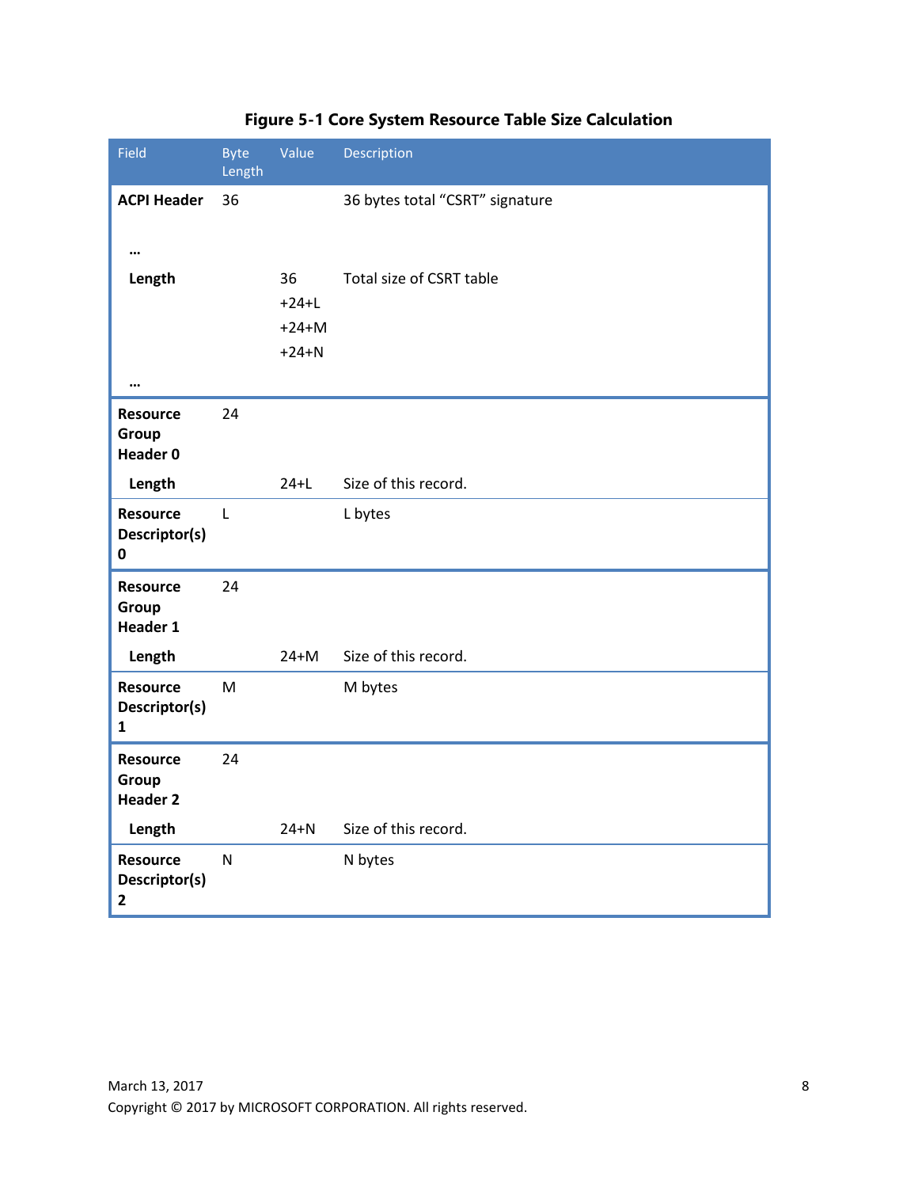**Figure 5-1 Core System Resource Table Size Calculation**

| Field | Byte Length | Value | Description |
|---|---|---|---|
| **ACPI Header** | 36 | | 36 bytes total "CSRT" signature |
| **…** | | | |
| **Length** | | 36 +24+L +24+M +24+N | Total size of CSRT table |
| **…** | | | |
| **Resource Group Header 0** | 24 | | |
| **Length** | | 24+L | Size of this record. |
| **Resource Descriptor(s) 0** | L | | L bytes |
| **Resource Group Header 1** | 24 | | |
| **Length** | | 24+M | Size of this record. |
| **Resource Descriptor(s) 1** | M | | M bytes |
| **Resource Group Header 2** | 24 | | |
| **Length** | | 24+N | Size of this record. |
| **Resource Descriptor(s) 2** | N | | N bytes |

March 13, 2017

Copyright © 2017 by MICROSOFT CORPORATION. All rights reserved.